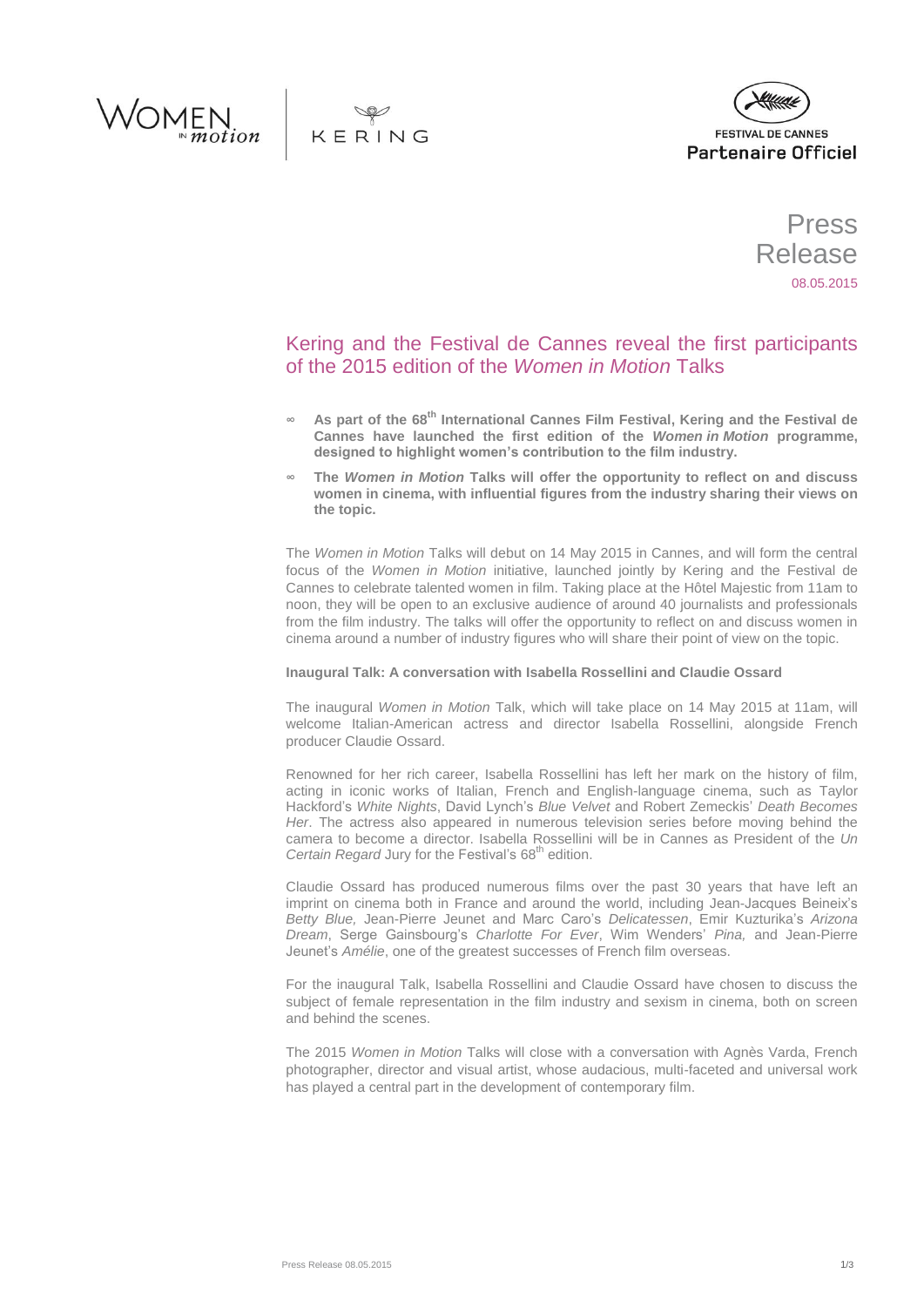WOMEN IN motion | KERING

FESTIVAL DE CANNES
Partenaire Officiel

Press Release
08.05.2015

# Kering and the Festival de Cannes reveal the first participants of the 2015 edition of the *Women in Motion* Talks

- **As part of the 68th International Cannes Film Festival, Kering and the Festival de Cannes have launched the first edition of the *Women in Motion* programme, designed to highlight women's contribution to the film industry.**
- **The *Women in Motion* Talks will offer the opportunity to reflect on and discuss women in cinema, with influential figures from the industry sharing their views on the topic.**

The *Women in Motion* Talks will debut on 14 May 2015 in Cannes, and will form the central focus of the *Women in Motion* initiative, launched jointly by Kering and the Festival de Cannes to celebrate talented women in film. Taking place at the Hôtel Majestic from 11am to noon, they will be open to an exclusive audience of around 40 journalists and professionals from the film industry. The talks will offer the opportunity to reflect on and discuss women in cinema around a number of industry figures who will share their point of view on the topic.

**Inaugural Talk: A conversation with Isabella Rossellini and Claudie Ossard**

The inaugural *Women in Motion* Talk, which will take place on 14 May 2015 at 11am, will welcome Italian-American actress and director Isabella Rossellini, alongside French producer Claudie Ossard.

Renowned for her rich career, Isabella Rossellini has left her mark on the history of film, acting in iconic works of Italian, French and English-language cinema, such as Taylor Hackford's *White Nights*, David Lynch's *Blue Velvet* and Robert Zemeckis' *Death Becomes Her*. The actress also appeared in numerous television series before moving behind the camera to become a director. Isabella Rossellini will be in Cannes as President of the *Un Certain Regard* Jury for the Festival's 68th edition.

Claudie Ossard has produced numerous films over the past 30 years that have left an imprint on cinema both in France and around the world, including Jean-Jacques Beineix's *Betty Blue,* Jean-Pierre Jeunet and Marc Caro's *Delicatessen*, Emir Kuzturika's *Arizona Dream*, Serge Gainsbourg's *Charlotte For Ever*, Wim Wenders' *Pina,* and Jean-Pierre Jeunet's *Amélie*, one of the greatest successes of French film overseas.

For the inaugural Talk, Isabella Rossellini and Claudie Ossard have chosen to discuss the subject of female representation in the film industry and sexism in cinema, both on screen and behind the scenes.

The 2015 *Women in Motion* Talks will close with a conversation with Agnès Varda, French photographer, director and visual artist, whose audacious, multi-faceted and universal work has played a central part in the development of contemporary film.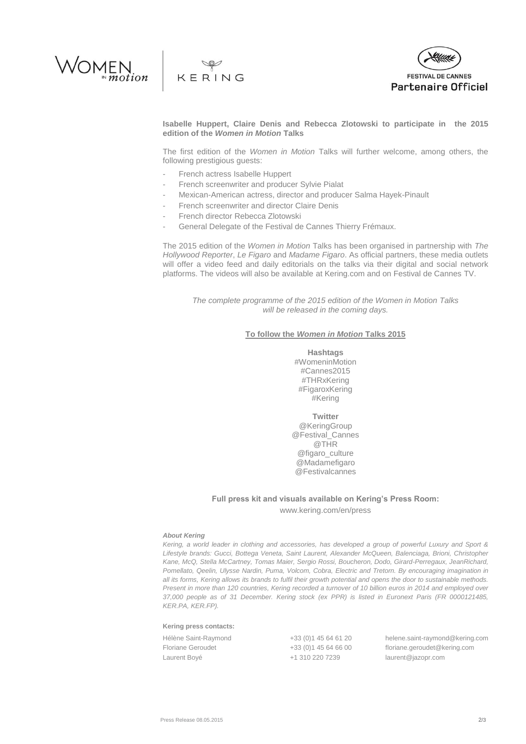**Isabelle Huppert, Claire Denis and Rebecca Zlotowski to participate in the 2015 edition of the *Women in Motion* Talks**

The first edition of the *Women in Motion* Talks will further welcome, among others, the following prestigious guests:

- French actress Isabelle Huppert
- French screenwriter and producer Sylvie Pialat
- Mexican-American actress, director and producer Salma Hayek-Pinault
- French screenwriter and director Claire Denis
- French director Rebecca Zlotowski
- General Delegate of the Festival de Cannes Thierry Frémaux.

The 2015 edition of the *Women in Motion* Talks has been organised in partnership with *The Hollywood Reporter*, *Le Figaro* and *Madame Figaro*. As official partners, these media outlets will offer a video feed and daily editorials on the talks via their digital and social network platforms. The videos will also be available at Kering.com and on Festival de Cannes TV.

*The complete programme of the 2015 edition of the Women in Motion Talks will be released in the coming days.*

**To follow the *Women in Motion* Talks 2015**

**Hashtags**
#WomeninMotion
#Cannes2015
#THRxKering
#FigaroxKering
#Kering

**Twitter**
@KeringGroup
@Festival_Cannes
@THR
@figaro_culture
@Madamefigaro
@Festivalcannes

**Full press kit and visuals available on Kering's Press Room:**
www.kering.com/en/press

***About Kering***

*Kering, a world leader in clothing and accessories, has developed a group of powerful Luxury and Sport & Lifestyle brands: Gucci, Bottega Veneta, Saint Laurent, Alexander McQueen, Balenciaga, Brioni, Christopher Kane, McQ, Stella McCartney, Tomas Maier, Sergio Rossi, Boucheron, Dodo, Girard-Perregaux, JeanRichard, Pomellato, Qeelin, Ulysse Nardin, Puma, Volcom, Cobra, Electric and Tretorn. By encouraging imagination in all its forms, Kering allows its brands to fulfil their growth potential and opens the door to sustainable methods. Present in more than 120 countries, Kering recorded a turnover of 10 billion euros in 2014 and employed over 37,000 people as of 31 December. Kering stock (ex PPR) is listed in Euronext Paris (FR 0000121485, KER.PA, KER.FP).*

**Kering press contacts:**

| | | |
|---|---|---|
| Hélène Saint-Raymond | +33 (0)1 45 64 61 20 | helene.saint-raymond@kering.com |
| Floriane Geroudet | +33 (0)1 45 64 66 00 | floriane.geroudet@kering.com |
| Laurent Boyé | +1 310 220 7239 | laurent@jazopr.com |

Press Release 08.05.2015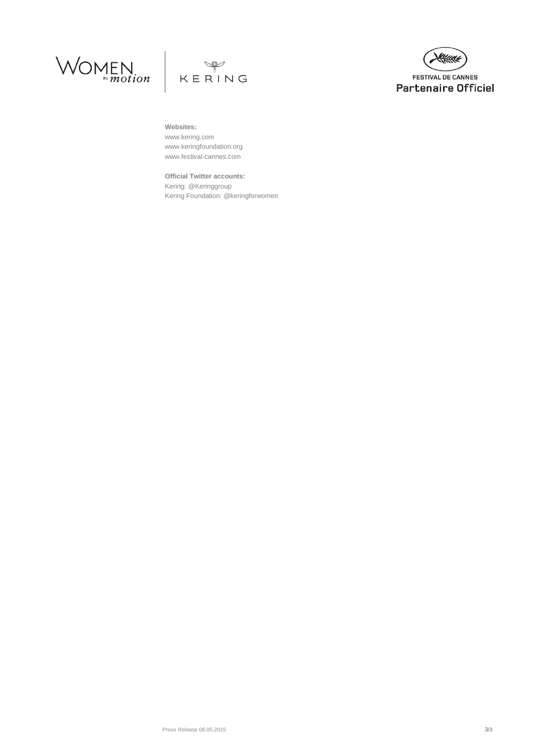**Websites:**
www.kering.com
www.keringfoundation.org
www.festival-cannes.com

**Official Twitter accounts:**
Kering: @Keringgroup
Kering Foundation: @keringforwomen